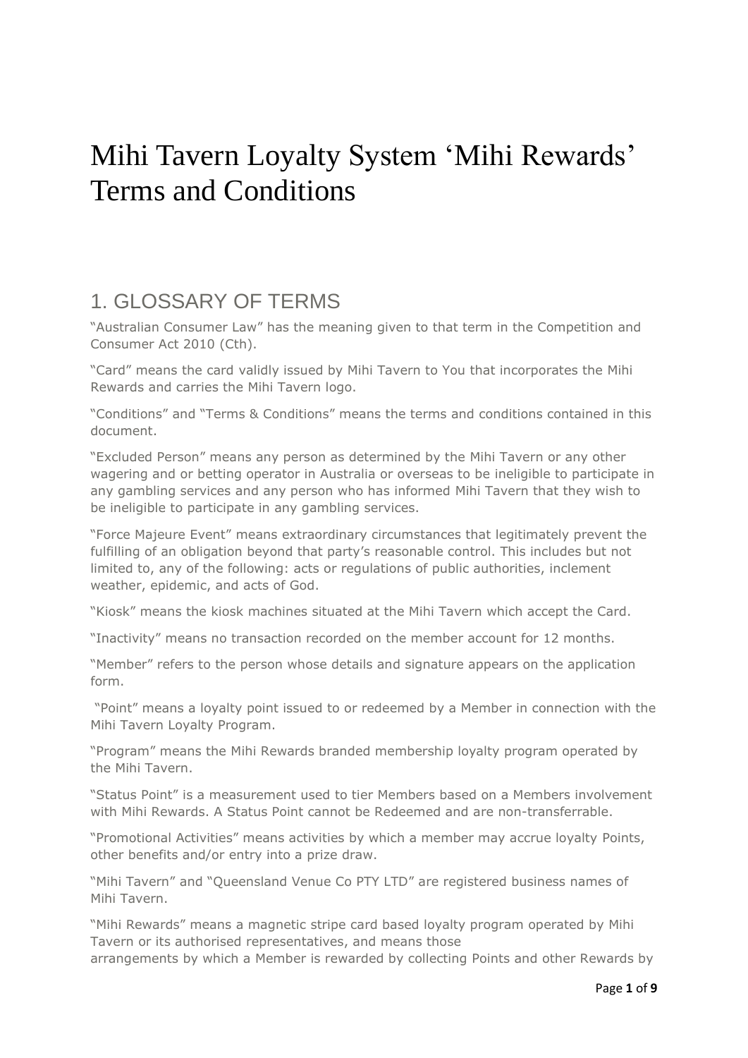# Mihi Tavern Loyalty System 'Mihi Rewards' Terms and Conditions

## 1. GLOSSARY OF TERMS

"Australian Consumer Law" has the meaning given to that term in the Competition and Consumer Act 2010 (Cth).

"Card" means the card validly issued by Mihi Tavern to You that incorporates the Mihi Rewards and carries the Mihi Tavern logo.

"Conditions" and "Terms & Conditions" means the terms and conditions contained in this document.

"Excluded Person" means any person as determined by the Mihi Tavern or any other wagering and or betting operator in Australia or overseas to be ineligible to participate in any gambling services and any person who has informed Mihi Tavern that they wish to be ineligible to participate in any gambling services.

"Force Majeure Event" means extraordinary circumstances that legitimately prevent the fulfilling of an obligation beyond that party's reasonable control. This includes but not limited to, any of the following: acts or regulations of public authorities, inclement weather, epidemic, and acts of God.

"Kiosk" means the kiosk machines situated at the Mihi Tavern which accept the Card.

"Inactivity" means no transaction recorded on the member account for 12 months.

"Member" refers to the person whose details and signature appears on the application form.

"Point" means a loyalty point issued to or redeemed by a Member in connection with the Mihi Tavern Loyalty Program.

"Program" means the Mihi Rewards branded membership loyalty program operated by the Mihi Tavern.

"Status Point" is a measurement used to tier Members based on a Members involvement with Mihi Rewards. A Status Point cannot be Redeemed and are non-transferrable.

"Promotional Activities" means activities by which a member may accrue loyalty Points, other benefits and/or entry into a prize draw.

"Mihi Tavern" and "Queensland Venue Co PTY LTD" are registered business names of Mihi Tavern.

"Mihi Rewards" means a magnetic stripe card based loyalty program operated by Mihi Tavern or its authorised representatives, and means those arrangements by which a Member is rewarded by collecting Points and other Rewards by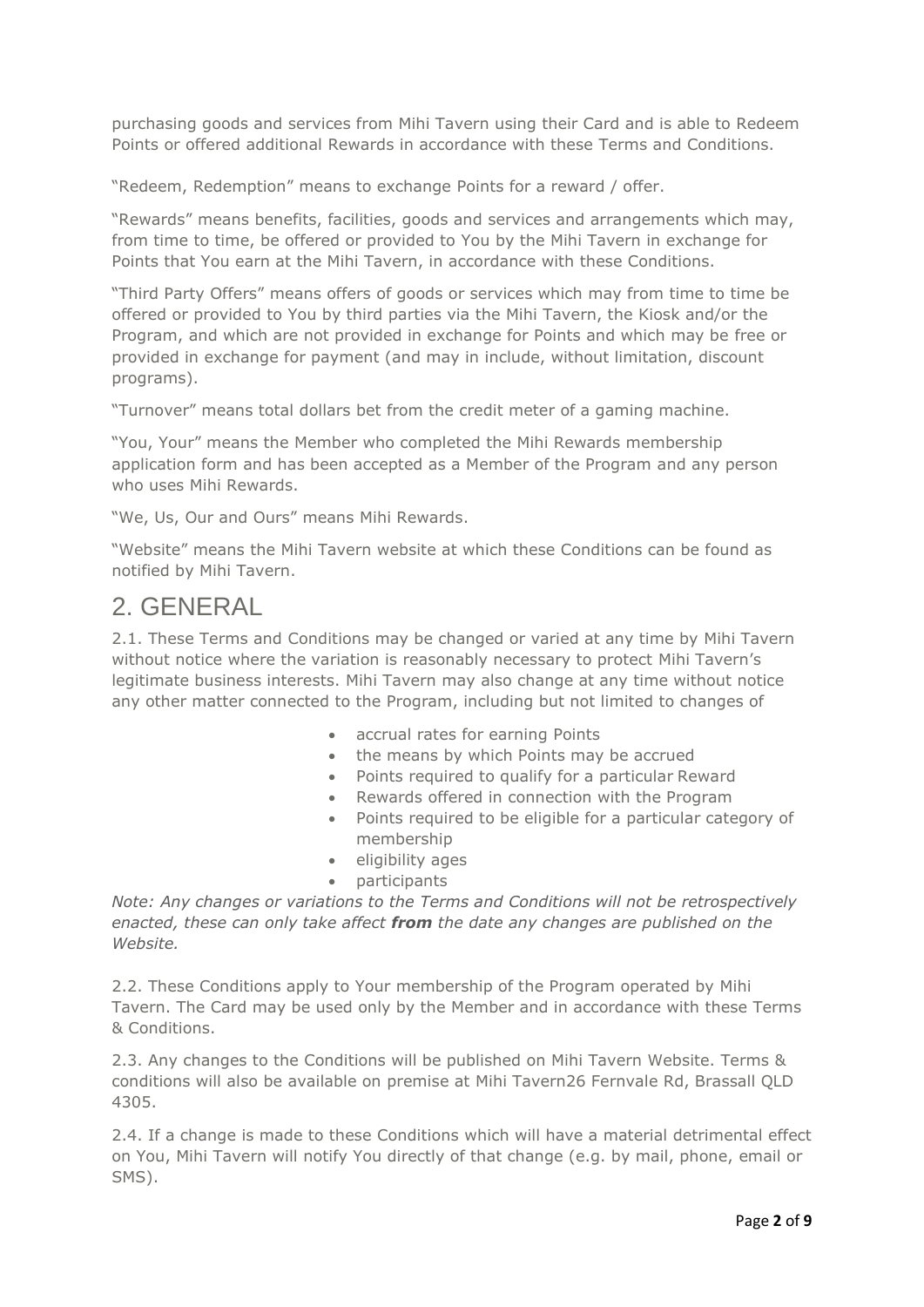purchasing goods and services from Mihi Tavern using their Card and is able to Redeem Points or offered additional Rewards in accordance with these Terms and Conditions.

"Redeem, Redemption" means to exchange Points for a reward / offer.

"Rewards" means benefits, facilities, goods and services and arrangements which may, from time to time, be offered or provided to You by the Mihi Tavern in exchange for Points that You earn at the Mihi Tavern, in accordance with these Conditions.

"Third Party Offers" means offers of goods or services which may from time to time be offered or provided to You by third parties via the Mihi Tavern, the Kiosk and/or the Program, and which are not provided in exchange for Points and which may be free or provided in exchange for payment (and may in include, without limitation, discount programs).

"Turnover" means total dollars bet from the credit meter of a gaming machine.

"You, Your" means the Member who completed the Mihi Rewards membership application form and has been accepted as a Member of the Program and any person who uses Mihi Rewards.

"We, Us, Our and Ours" means Mihi Rewards.

"Website" means the Mihi Tavern website at which these Conditions can be found as notified by Mihi Tavern.

## 2. GENERAL

2.1. These Terms and Conditions may be changed or varied at any time by Mihi Tavern without notice where the variation is reasonably necessary to protect Mihi Tavern's legitimate business interests. Mihi Tavern may also change at any time without notice any other matter connected to the Program, including but not limited to changes of

- accrual rates for earning Points
- the means by which Points may be accrued
- Points required to qualify for a particular Reward
- Rewards offered in connection with the Program
- Points required to be eligible for a particular category of membership
- eligibility ages
- participants

*Note: Any changes or variations to the Terms and Conditions will not be retrospectively enacted, these can only take affect **from** the date any changes are published on the Website.*

2.2. These Conditions apply to Your membership of the Program operated by Mihi Tavern. The Card may be used only by the Member and in accordance with these Terms & Conditions.

2.3. Any changes to the Conditions will be published on Mihi Tavern Website. Terms & conditions will also be available on premise at Mihi Tavern26 Fernvale Rd, Brassall QLD 4305.

2.4. If a change is made to these Conditions which will have a material detrimental effect on You, Mihi Tavern will notify You directly of that change (e.g. by mail, phone, email or SMS).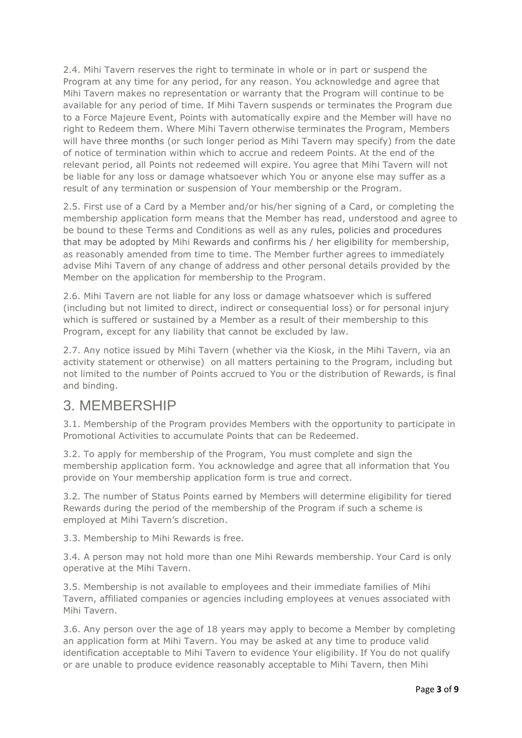2.4. Mihi Tavern reserves the right to terminate in whole or in part or suspend the Program at any time for any period, for any reason. You acknowledge and agree that Mihi Tavern makes no representation or warranty that the Program will continue to be available for any period of time. If Mihi Tavern suspends or terminates the Program due to a Force Majeure Event, Points with automatically expire and the Member will have no right to Redeem them. Where Mihi Tavern otherwise terminates the Program, Members will have three months (or such longer period as Mihi Tavern may specify) from the date of notice of termination within which to accrue and redeem Points. At the end of the relevant period, all Points not redeemed will expire. You agree that Mihi Tavern will not be liable for any loss or damage whatsoever which You or anyone else may suffer as a result of any termination or suspension of Your membership or the Program.

2.5. First use of a Card by a Member and/or his/her signing of a Card, or completing the membership application form means that the Member has read, understood and agree to be bound to these Terms and Conditions as well as any rules, policies and procedures that may be adopted by Mihi Rewards and confirms his / her eligibility for membership, as reasonably amended from time to time. The Member further agrees to immediately advise Mihi Tavern of any change of address and other personal details provided by the Member on the application for membership to the Program.

2.6. Mihi Tavern are not liable for any loss or damage whatsoever which is suffered (including but not limited to direct, indirect or consequential loss) or for personal injury which is suffered or sustained by a Member as a result of their membership to this Program, except for any liability that cannot be excluded by law.

2.7. Any notice issued by Mihi Tavern (whether via the Kiosk, in the Mihi Tavern, via an activity statement or otherwise) on all matters pertaining to the Program, including but not limited to the number of Points accrued to You or the distribution of Rewards, is final and binding.

# 3. MEMBERSHIP

3.1. Membership of the Program provides Members with the opportunity to participate in Promotional Activities to accumulate Points that can be Redeemed.

3.2. To apply for membership of the Program, You must complete and sign the membership application form. You acknowledge and agree that all information that You provide on Your membership application form is true and correct.

3.2. The number of Status Points earned by Members will determine eligibility for tiered Rewards during the period of the membership of the Program if such a scheme is employed at Mihi Tavern's discretion.

3.3. Membership to Mihi Rewards is free.

3.4. A person may not hold more than one Mihi Rewards membership. Your Card is only operative at the Mihi Tavern.

3.5. Membership is not available to employees and their immediate families of Mihi Tavern, affiliated companies or agencies including employees at venues associated with Mihi Tavern.

3.6. Any person over the age of 18 years may apply to become a Member by completing an application form at Mihi Tavern. You may be asked at any time to produce valid identification acceptable to Mihi Tavern to evidence Your eligibility. If You do not qualify or are unable to produce evidence reasonably acceptable to Mihi Tavern, then Mihi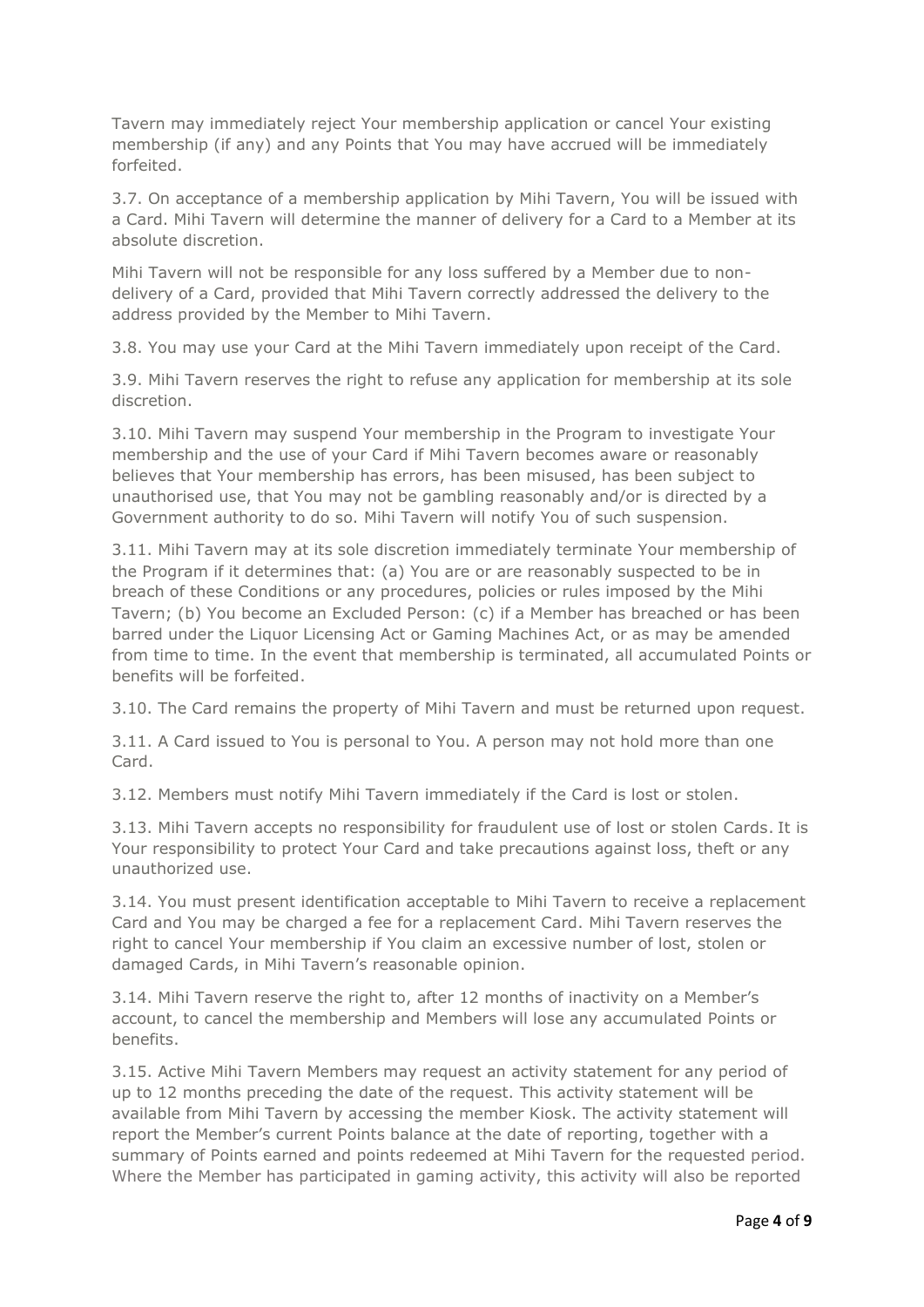Tavern may immediately reject Your membership application or cancel Your existing membership (if any) and any Points that You may have accrued will be immediately forfeited.

3.7. On acceptance of a membership application by Mihi Tavern, You will be issued with a Card. Mihi Tavern will determine the manner of delivery for a Card to a Member at its absolute discretion.

Mihi Tavern will not be responsible for any loss suffered by a Member due to non-delivery of a Card, provided that Mihi Tavern correctly addressed the delivery to the address provided by the Member to Mihi Tavern.

3.8. You may use your Card at the Mihi Tavern immediately upon receipt of the Card.

3.9. Mihi Tavern reserves the right to refuse any application for membership at its sole discretion.

3.10. Mihi Tavern may suspend Your membership in the Program to investigate Your membership and the use of your Card if Mihi Tavern becomes aware or reasonably believes that Your membership has errors, has been misused, has been subject to unauthorised use, that You may not be gambling reasonably and/or is directed by a Government authority to do so. Mihi Tavern will notify You of such suspension.

3.11. Mihi Tavern may at its sole discretion immediately terminate Your membership of the Program if it determines that: (a) You are or are reasonably suspected to be in breach of these Conditions or any procedures, policies or rules imposed by the Mihi Tavern; (b) You become an Excluded Person: (c) if a Member has breached or has been barred under the Liquor Licensing Act or Gaming Machines Act, or as may be amended from time to time. In the event that membership is terminated, all accumulated Points or benefits will be forfeited.

3.10. The Card remains the property of Mihi Tavern and must be returned upon request.

3.11. A Card issued to You is personal to You. A person may not hold more than one Card.

3.12. Members must notify Mihi Tavern immediately if the Card is lost or stolen.

3.13. Mihi Tavern accepts no responsibility for fraudulent use of lost or stolen Cards. It is Your responsibility to protect Your Card and take precautions against loss, theft or any unauthorized use.

3.14. You must present identification acceptable to Mihi Tavern to receive a replacement Card and You may be charged a fee for a replacement Card. Mihi Tavern reserves the right to cancel Your membership if You claim an excessive number of lost, stolen or damaged Cards, in Mihi Tavern's reasonable opinion.

3.14. Mihi Tavern reserve the right to, after 12 months of inactivity on a Member's account, to cancel the membership and Members will lose any accumulated Points or benefits.

3.15. Active Mihi Tavern Members may request an activity statement for any period of up to 12 months preceding the date of the request. This activity statement will be available from Mihi Tavern by accessing the member Kiosk. The activity statement will report the Member's current Points balance at the date of reporting, together with a summary of Points earned and points redeemed at Mihi Tavern for the requested period. Where the Member has participated in gaming activity, this activity will also be reported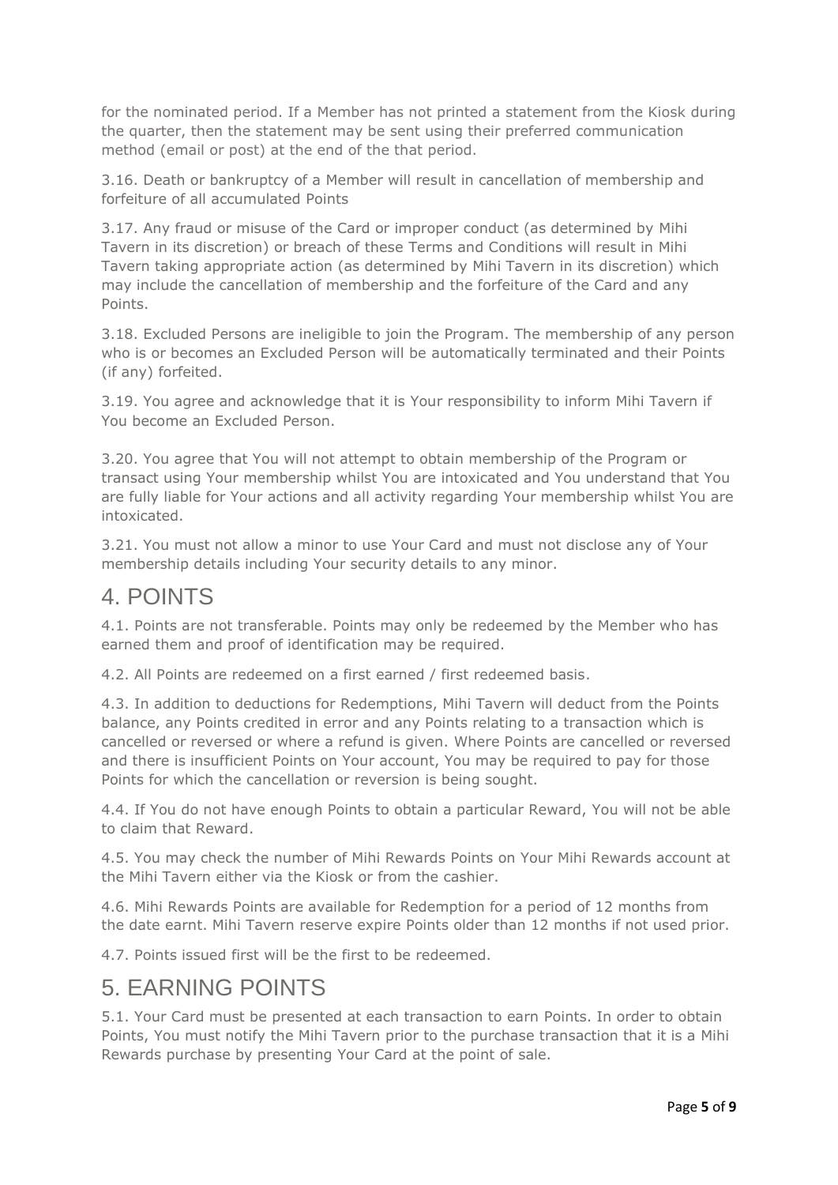for the nominated period. If a Member has not printed a statement from the Kiosk during the quarter, then the statement may be sent using their preferred communication method (email or post) at the end of the that period.

3.16. Death or bankruptcy of a Member will result in cancellation of membership and forfeiture of all accumulated Points

3.17. Any fraud or misuse of the Card or improper conduct (as determined by Mihi Tavern in its discretion) or breach of these Terms and Conditions will result in Mihi Tavern taking appropriate action (as determined by Mihi Tavern in its discretion) which may include the cancellation of membership and the forfeiture of the Card and any Points.

3.18. Excluded Persons are ineligible to join the Program. The membership of any person who is or becomes an Excluded Person will be automatically terminated and their Points (if any) forfeited.

3.19. You agree and acknowledge that it is Your responsibility to inform Mihi Tavern if You become an Excluded Person.

3.20. You agree that You will not attempt to obtain membership of the Program or transact using Your membership whilst You are intoxicated and You understand that You are fully liable for Your actions and all activity regarding Your membership whilst You are intoxicated.

3.21. You must not allow a minor to use Your Card and must not disclose any of Your membership details including Your security details to any minor.

# 4. POINTS

4.1. Points are not transferable. Points may only be redeemed by the Member who has earned them and proof of identification may be required.

4.2. All Points are redeemed on a first earned / first redeemed basis.

4.3. In addition to deductions for Redemptions, Mihi Tavern will deduct from the Points balance, any Points credited in error and any Points relating to a transaction which is cancelled or reversed or where a refund is given. Where Points are cancelled or reversed and there is insufficient Points on Your account, You may be required to pay for those Points for which the cancellation or reversion is being sought.

4.4. If You do not have enough Points to obtain a particular Reward, You will not be able to claim that Reward.

4.5. You may check the number of Mihi Rewards Points on Your Mihi Rewards account at the Mihi Tavern either via the Kiosk or from the cashier.

4.6. Mihi Rewards Points are available for Redemption for a period of 12 months from the date earnt. Mihi Tavern reserve expire Points older than 12 months if not used prior.

4.7. Points issued first will be the first to be redeemed.

# 5. EARNING POINTS

5.1. Your Card must be presented at each transaction to earn Points. In order to obtain Points, You must notify the Mihi Tavern prior to the purchase transaction that it is a Mihi Rewards purchase by presenting Your Card at the point of sale.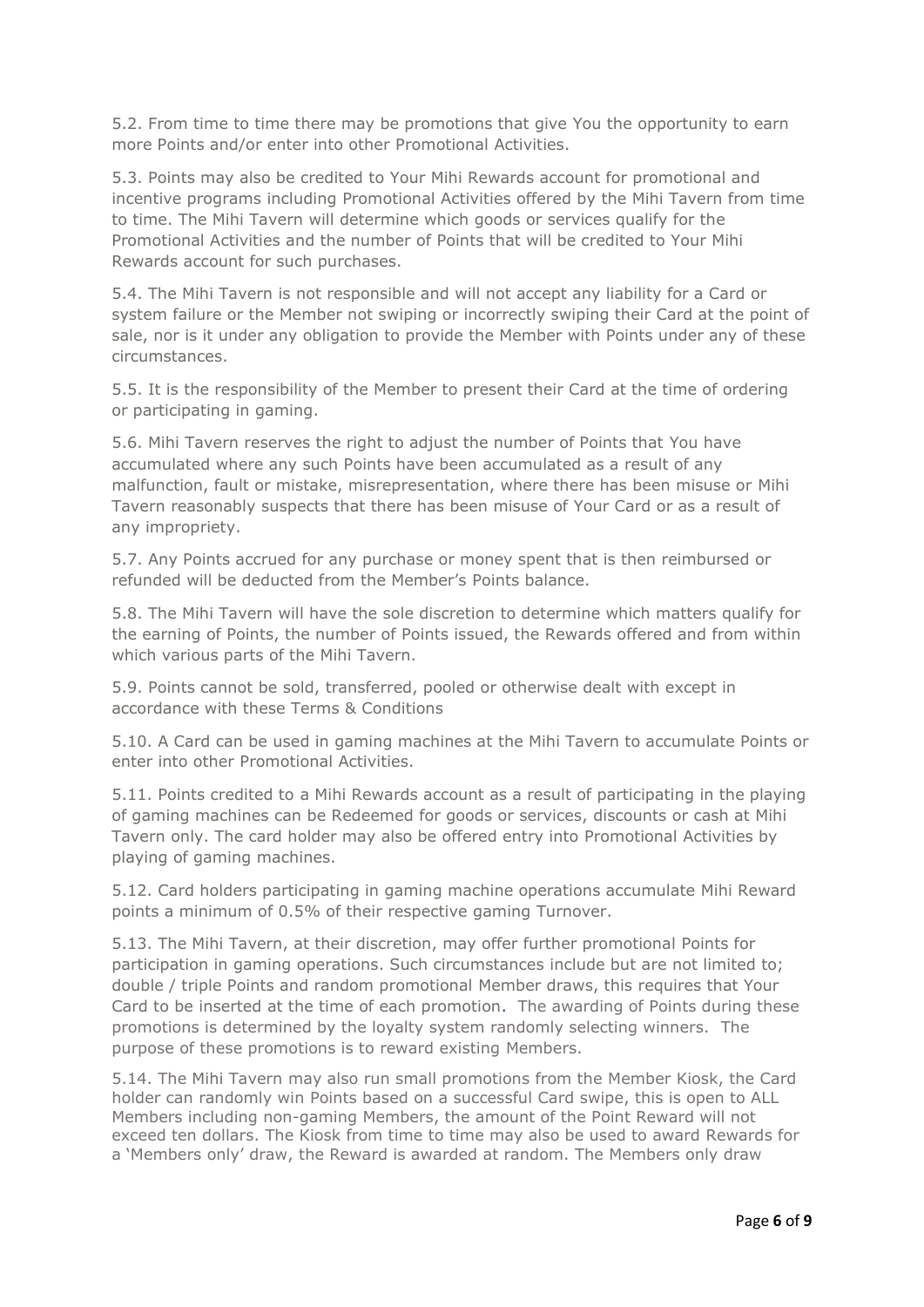5.2. From time to time there may be promotions that give You the opportunity to earn more Points and/or enter into other Promotional Activities.

5.3. Points may also be credited to Your Mihi Rewards account for promotional and incentive programs including Promotional Activities offered by the Mihi Tavern from time to time. The Mihi Tavern will determine which goods or services qualify for the Promotional Activities and the number of Points that will be credited to Your Mihi Rewards account for such purchases.

5.4. The Mihi Tavern is not responsible and will not accept any liability for a Card or system failure or the Member not swiping or incorrectly swiping their Card at the point of sale, nor is it under any obligation to provide the Member with Points under any of these circumstances.

5.5. It is the responsibility of the Member to present their Card at the time of ordering or participating in gaming.

5.6. Mihi Tavern reserves the right to adjust the number of Points that You have accumulated where any such Points have been accumulated as a result of any malfunction, fault or mistake, misrepresentation, where there has been misuse or Mihi Tavern reasonably suspects that there has been misuse of Your Card or as a result of any impropriety.

5.7. Any Points accrued for any purchase or money spent that is then reimbursed or refunded will be deducted from the Member's Points balance.

5.8. The Mihi Tavern will have the sole discretion to determine which matters qualify for the earning of Points, the number of Points issued, the Rewards offered and from within which various parts of the Mihi Tavern.

5.9. Points cannot be sold, transferred, pooled or otherwise dealt with except in accordance with these Terms & Conditions

5.10. A Card can be used in gaming machines at the Mihi Tavern to accumulate Points or enter into other Promotional Activities.

5.11. Points credited to a Mihi Rewards account as a result of participating in the playing of gaming machines can be Redeemed for goods or services, discounts or cash at Mihi Tavern only. The card holder may also be offered entry into Promotional Activities by playing of gaming machines.

5.12. Card holders participating in gaming machine operations accumulate Mihi Reward points a minimum of 0.5% of their respective gaming Turnover.

5.13. The Mihi Tavern, at their discretion, may offer further promotional Points for participation in gaming operations. Such circumstances include but are not limited to; double / triple Points and random promotional Member draws, this requires that Your Card to be inserted at the time of each promotion. The awarding of Points during these promotions is determined by the loyalty system randomly selecting winners. The purpose of these promotions is to reward existing Members.

5.14. The Mihi Tavern may also run small promotions from the Member Kiosk, the Card holder can randomly win Points based on a successful Card swipe, this is open to ALL Members including non-gaming Members, the amount of the Point Reward will not exceed ten dollars. The Kiosk from time to time may also be used to award Rewards for a 'Members only' draw, the Reward is awarded at random. The Members only draw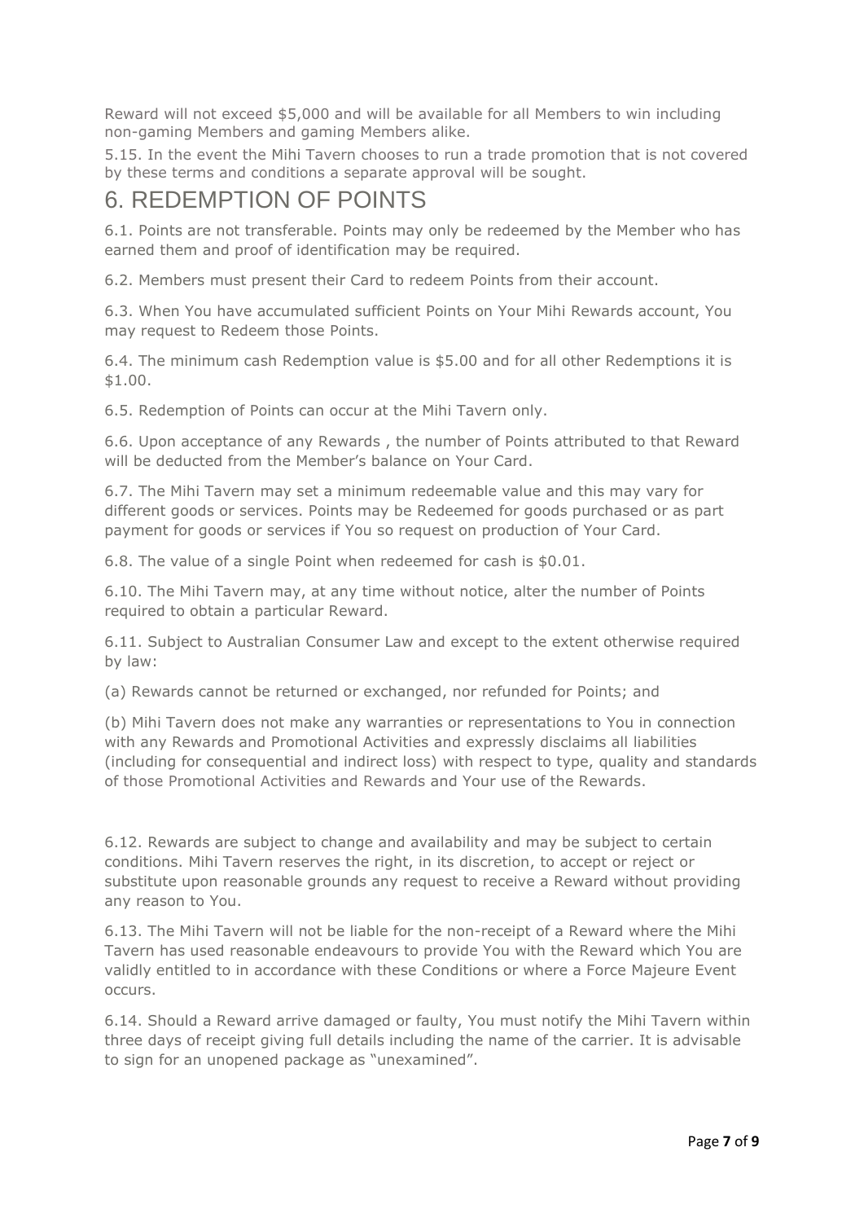Reward will not exceed $5,000 and will be available for all Members to win including non-gaming Members and gaming Members alike.

5.15. In the event the Mihi Tavern chooses to run a trade promotion that is not covered by these terms and conditions a separate approval will be sought.

# 6. REDEMPTION OF POINTS

6.1. Points are not transferable. Points may only be redeemed by the Member who has earned them and proof of identification may be required.

6.2. Members must present their Card to redeem Points from their account.

6.3. When You have accumulated sufficient Points on Your Mihi Rewards account, You may request to Redeem those Points.

6.4. The minimum cash Redemption value is $5.00 and for all other Redemptions it is $1.00.

6.5. Redemption of Points can occur at the Mihi Tavern only.

6.6. Upon acceptance of any Rewards , the number of Points attributed to that Reward will be deducted from the Member's balance on Your Card.

6.7. The Mihi Tavern may set a minimum redeemable value and this may vary for different goods or services. Points may be Redeemed for goods purchased or as part payment for goods or services if You so request on production of Your Card.

6.8. The value of a single Point when redeemed for cash is $0.01.

6.10. The Mihi Tavern may, at any time without notice, alter the number of Points required to obtain a particular Reward.

6.11. Subject to Australian Consumer Law and except to the extent otherwise required by law:

(a) Rewards cannot be returned or exchanged, nor refunded for Points; and

(b) Mihi Tavern does not make any warranties or representations to You in connection with any Rewards and Promotional Activities and expressly disclaims all liabilities (including for consequential and indirect loss) with respect to type, quality and standards of those Promotional Activities and Rewards and Your use of the Rewards.

6.12. Rewards are subject to change and availability and may be subject to certain conditions. Mihi Tavern reserves the right, in its discretion, to accept or reject or substitute upon reasonable grounds any request to receive a Reward without providing any reason to You.

6.13. The Mihi Tavern will not be liable for the non-receipt of a Reward where the Mihi Tavern has used reasonable endeavours to provide You with the Reward which You are validly entitled to in accordance with these Conditions or where a Force Majeure Event occurs.

6.14. Should a Reward arrive damaged or faulty, You must notify the Mihi Tavern within three days of receipt giving full details including the name of the carrier. It is advisable to sign for an unopened package as "unexamined".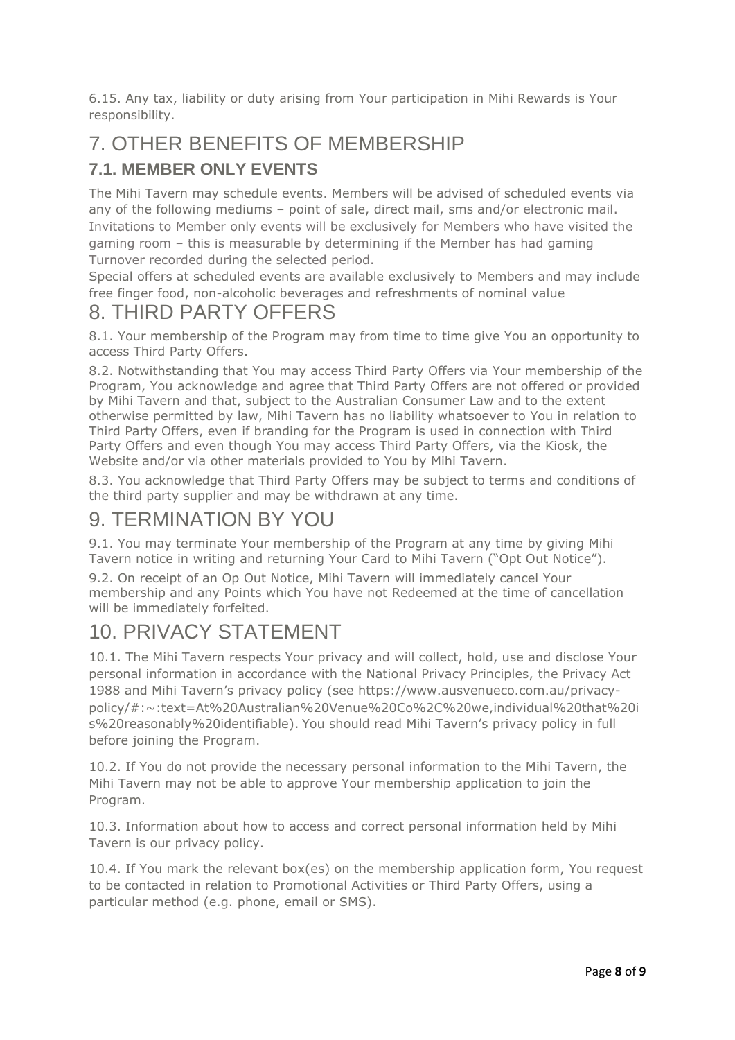6.15. Any tax, liability or duty arising from Your participation in Mihi Rewards is Your responsibility.

# 7. OTHER BENEFITS OF MEMBERSHIP

## 7.1. MEMBER ONLY EVENTS

The Mihi Tavern may schedule events. Members will be advised of scheduled events via any of the following mediums – point of sale, direct mail, sms and/or electronic mail. Invitations to Member only events will be exclusively for Members who have visited the gaming room – this is measurable by determining if the Member has had gaming Turnover recorded during the selected period.

Special offers at scheduled events are available exclusively to Members and may include free finger food, non-alcoholic beverages and refreshments of nominal value

# 8. THIRD PARTY OFFERS

8.1. Your membership of the Program may from time to time give You an opportunity to access Third Party Offers.

8.2. Notwithstanding that You may access Third Party Offers via Your membership of the Program, You acknowledge and agree that Third Party Offers are not offered or provided by Mihi Tavern and that, subject to the Australian Consumer Law and to the extent otherwise permitted by law, Mihi Tavern has no liability whatsoever to You in relation to Third Party Offers, even if branding for the Program is used in connection with Third Party Offers and even though You may access Third Party Offers, via the Kiosk, the Website and/or via other materials provided to You by Mihi Tavern.

8.3. You acknowledge that Third Party Offers may be subject to terms and conditions of the third party supplier and may be withdrawn at any time.

# 9. TERMINATION BY YOU

9.1. You may terminate Your membership of the Program at any time by giving Mihi Tavern notice in writing and returning Your Card to Mihi Tavern ("Opt Out Notice").

9.2. On receipt of an Op Out Notice, Mihi Tavern will immediately cancel Your membership and any Points which You have not Redeemed at the time of cancellation will be immediately forfeited.

# 10. PRIVACY STATEMENT

10.1. The Mihi Tavern respects Your privacy and will collect, hold, use and disclose Your personal information in accordance with the National Privacy Principles, the Privacy Act 1988 and Mihi Tavern's privacy policy (see https://www.ausvenueco.com.au/privacy-policy/#:~:text=At%20Australian%20Venue%20Co%2C%20we,individual%20that%20is%20reasonably%20identifiable). You should read Mihi Tavern's privacy policy in full before joining the Program.

10.2. If You do not provide the necessary personal information to the Mihi Tavern, the Mihi Tavern may not be able to approve Your membership application to join the Program.

10.3. Information about how to access and correct personal information held by Mihi Tavern is our privacy policy.

10.4. If You mark the relevant box(es) on the membership application form, You request to be contacted in relation to Promotional Activities or Third Party Offers, using a particular method (e.g. phone, email or SMS).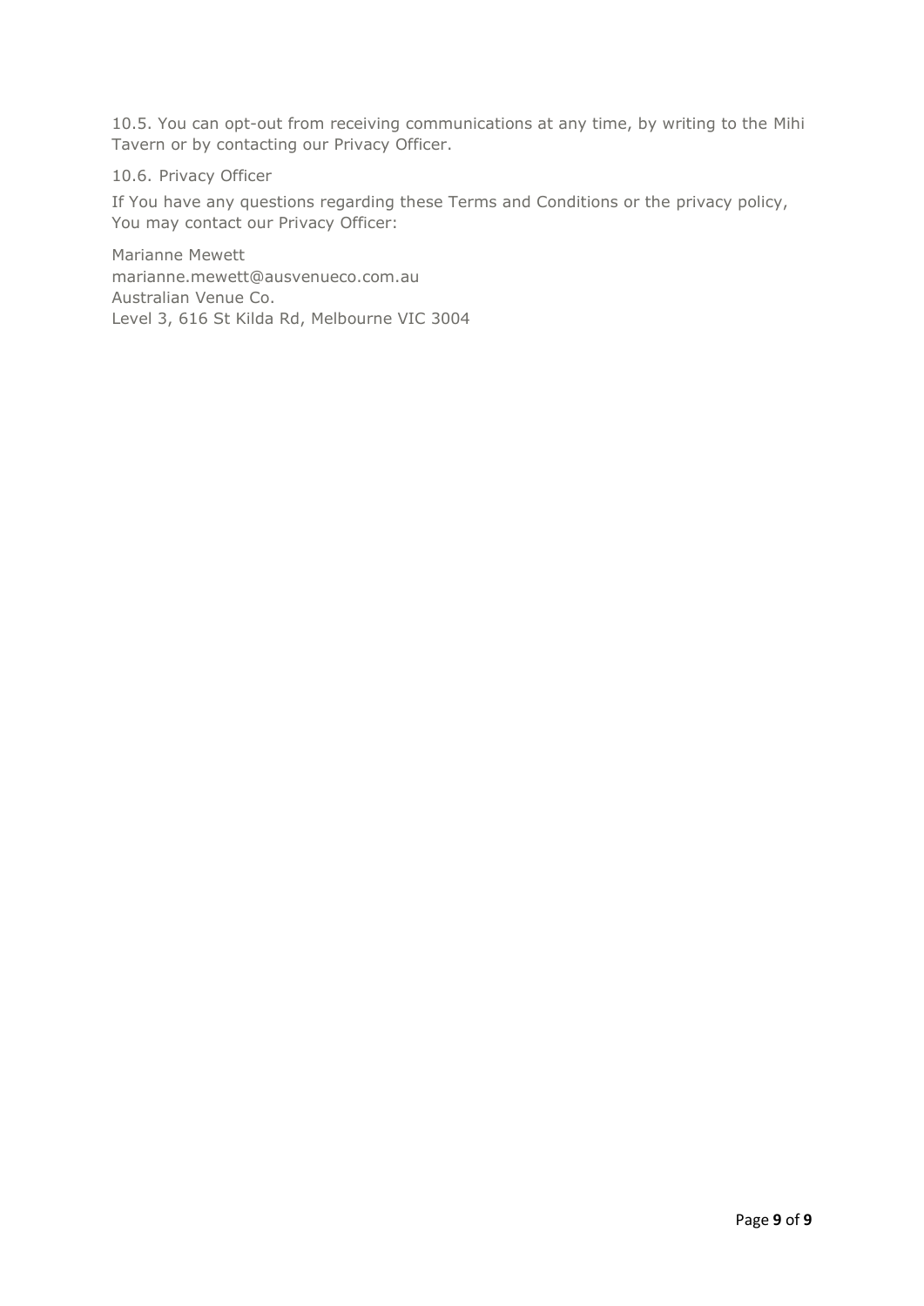10.5. You can opt-out from receiving communications at any time, by writing to the Mihi Tavern or by contacting our Privacy Officer.

10.6. Privacy Officer

If You have any questions regarding these Terms and Conditions or the privacy policy, You may contact our Privacy Officer:

Marianne Mewett
marianne.mewett@ausvenueco.com.au
Australian Venue Co.
Level 3, 616 St Kilda Rd, Melbourne VIC 3004